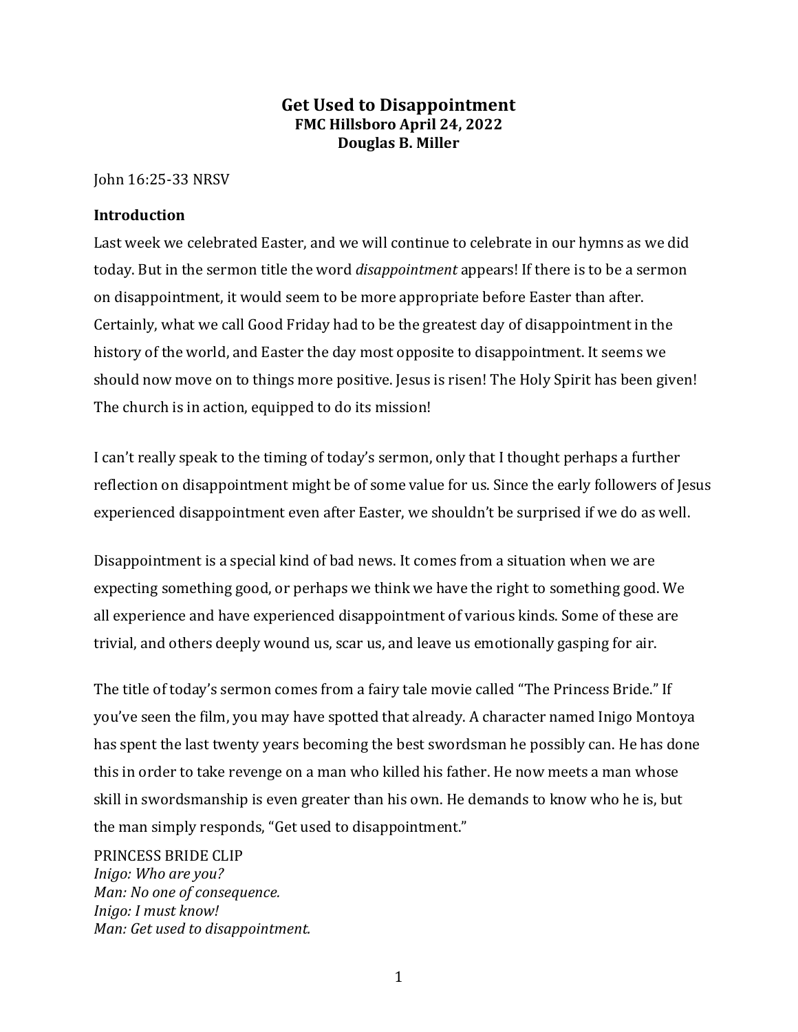# Get Used to Disappointment

**FMC Hillsboro April 24, 2022**

**Douglas B. Miller**

John 16:25-33 NRSV

## Introduction

Last week we celebrated Easter, and we will continue to celebrate in our hymns as we did today. But in the sermon title the word *disappointment* appears! If there is to be a sermon on disappointment, it would seem to be more appropriate before Easter than after. Certainly, what we call Good Friday had to be the greatest day of disappointment in the history of the world, and Easter the day most opposite to disappointment. It seems we should now move on to things more positive. Jesus is risen! The Holy Spirit has been given! The church is in action, equipped to do its mission!

I can't really speak to the timing of today's sermon, only that I thought perhaps a further reflection on disappointment might be of some value for us. Since the early followers of Jesus experienced disappointment even after Easter, we shouldn't be surprised if we do as well.

Disappointment is a special kind of bad news. It comes from a situation when we are expecting something good, or perhaps we think we have the right to something good. We all experience and have experienced disappointment of various kinds. Some of these are trivial, and others deeply wound us, scar us, and leave us emotionally gasping for air.

The title of today's sermon comes from a fairy tale movie called "The Princess Bride." If you've seen the film, you may have spotted that already. A character named Inigo Montoya has spent the last twenty years becoming the best swordsman he possibly can. He has done this in order to take revenge on a man who killed his father. He now meets a man whose skill in swordsmanship is even greater than his own. He demands to know who he is, but the man simply responds, "Get used to disappointment."

PRINCESS BRIDE CLIP

*Inigo: Who are you?*
*Man: No one of consequence.*
*Inigo: I must know!*
*Man: Get used to disappointment.*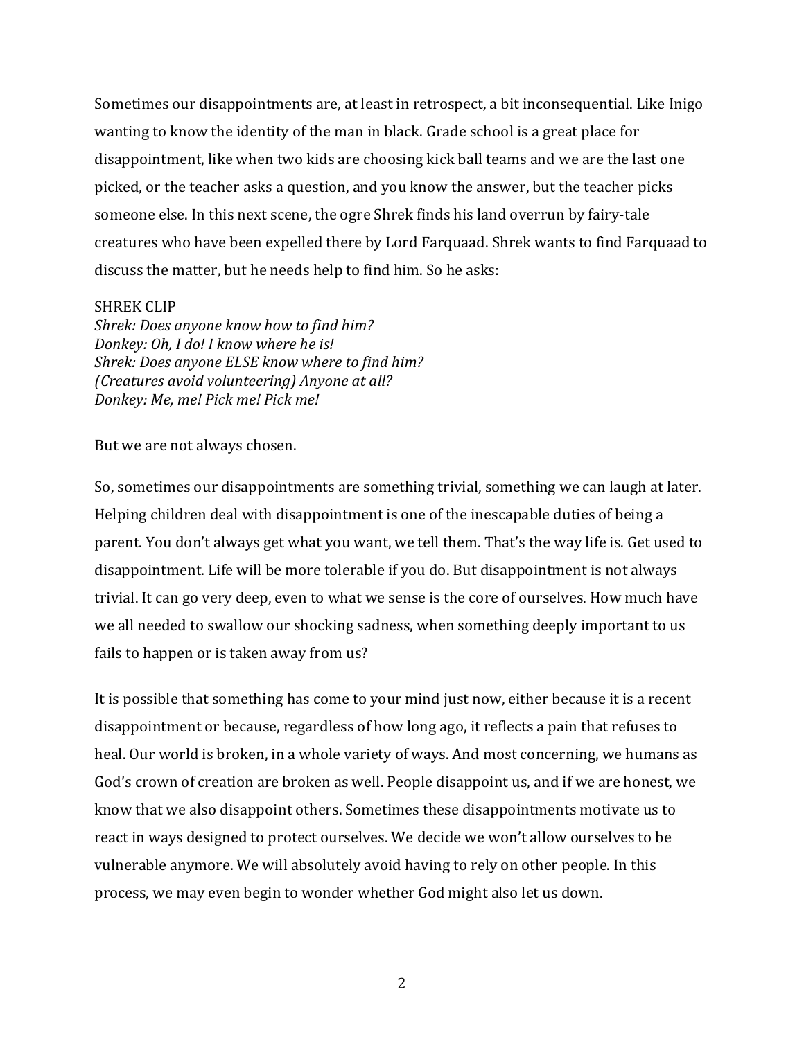Sometimes our disappointments are, at least in retrospect, a bit inconsequential. Like Inigo wanting to know the identity of the man in black. Grade school is a great place for disappointment, like when two kids are choosing kick ball teams and we are the last one picked, or the teacher asks a question, and you know the answer, but the teacher picks someone else. In this next scene, the ogre Shrek finds his land overrun by fairy-tale creatures who have been expelled there by Lord Farquaad. Shrek wants to find Farquaad to discuss the matter, but he needs help to find him. So he asks:

SHREK CLIP
*Shrek: Does anyone know how to find him?*
*Donkey: Oh, I do! I know where he is!*
*Shrek: Does anyone ELSE know where to find him?*
*(Creatures avoid volunteering) Anyone at all?*
*Donkey: Me, me! Pick me! Pick me!*

But we are not always chosen.

So, sometimes our disappointments are something trivial, something we can laugh at later. Helping children deal with disappointment is one of the inescapable duties of being a parent. You don't always get what you want, we tell them. That's the way life is. Get used to disappointment. Life will be more tolerable if you do. But disappointment is not always trivial. It can go very deep, even to what we sense is the core of ourselves. How much have we all needed to swallow our shocking sadness, when something deeply important to us fails to happen or is taken away from us?

It is possible that something has come to your mind just now, either because it is a recent disappointment or because, regardless of how long ago, it reflects a pain that refuses to heal. Our world is broken, in a whole variety of ways. And most concerning, we humans as God's crown of creation are broken as well. People disappoint us, and if we are honest, we know that we also disappoint others. Sometimes these disappointments motivate us to react in ways designed to protect ourselves. We decide we won't allow ourselves to be vulnerable anymore. We will absolutely avoid having to rely on other people. In this process, we may even begin to wonder whether God might also let us down.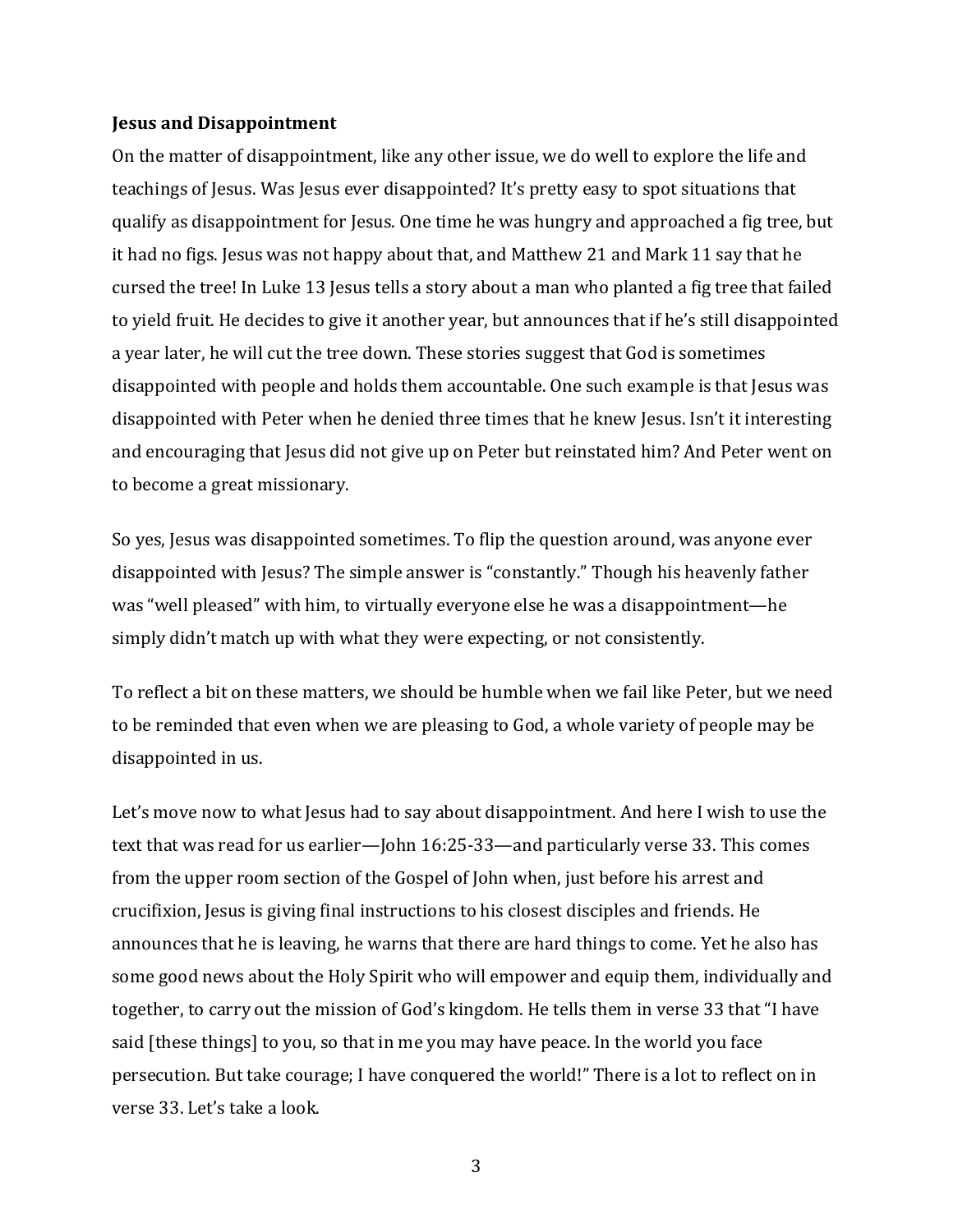**Jesus and Disappointment**

On the matter of disappointment, like any other issue, we do well to explore the life and teachings of Jesus. Was Jesus ever disappointed? It's pretty easy to spot situations that qualify as disappointment for Jesus. One time he was hungry and approached a fig tree, but it had no figs. Jesus was not happy about that, and Matthew 21 and Mark 11 say that he cursed the tree! In Luke 13 Jesus tells a story about a man who planted a fig tree that failed to yield fruit. He decides to give it another year, but announces that if he's still disappointed a year later, he will cut the tree down. These stories suggest that God is sometimes disappointed with people and holds them accountable. One such example is that Jesus was disappointed with Peter when he denied three times that he knew Jesus. Isn't it interesting and encouraging that Jesus did not give up on Peter but reinstated him? And Peter went on to become a great missionary.

So yes, Jesus was disappointed sometimes. To flip the question around, was anyone ever disappointed with Jesus? The simple answer is "constantly." Though his heavenly father was "well pleased" with him, to virtually everyone else he was a disappointment—he simply didn't match up with what they were expecting, or not consistently.

To reflect a bit on these matters, we should be humble when we fail like Peter, but we need to be reminded that even when we are pleasing to God, a whole variety of people may be disappointed in us.

Let's move now to what Jesus had to say about disappointment. And here I wish to use the text that was read for us earlier—John 16:25-33—and particularly verse 33. This comes from the upper room section of the Gospel of John when, just before his arrest and crucifixion, Jesus is giving final instructions to his closest disciples and friends. He announces that he is leaving, he warns that there are hard things to come. Yet he also has some good news about the Holy Spirit who will empower and equip them, individually and together, to carry out the mission of God's kingdom. He tells them in verse 33 that "I have said [these things] to you, so that in me you may have peace. In the world you face persecution. But take courage; I have conquered the world!" There is a lot to reflect on in verse 33. Let's take a look.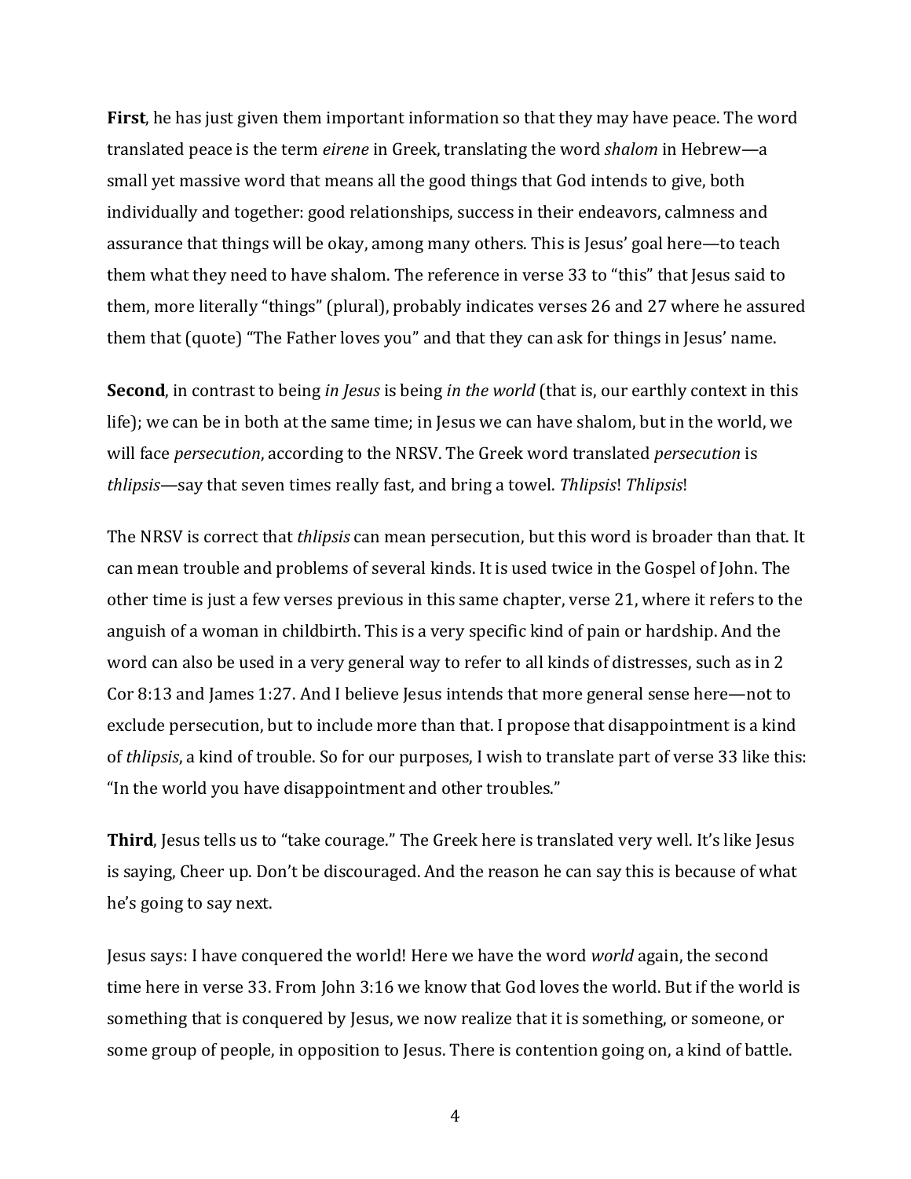**First**, he has just given them important information so that they may have peace. The word translated peace is the term *eirene* in Greek, translating the word *shalom* in Hebrew—a small yet massive word that means all the good things that God intends to give, both individually and together: good relationships, success in their endeavors, calmness and assurance that things will be okay, among many others. This is Jesus' goal here—to teach them what they need to have shalom. The reference in verse 33 to "this" that Jesus said to them, more literally "things" (plural), probably indicates verses 26 and 27 where he assured them that (quote) "The Father loves you" and that they can ask for things in Jesus' name.

**Second**, in contrast to being *in Jesus* is being *in the world* (that is, our earthly context in this life); we can be in both at the same time; in Jesus we can have shalom, but in the world, we will face *persecution*, according to the NRSV. The Greek word translated *persecution* is *thlipsis*—say that seven times really fast, and bring a towel. *Thlipsis*! *Thlipsis*!

The NRSV is correct that *thlipsis* can mean persecution, but this word is broader than that. It can mean trouble and problems of several kinds. It is used twice in the Gospel of John. The other time is just a few verses previous in this same chapter, verse 21, where it refers to the anguish of a woman in childbirth. This is a very specific kind of pain or hardship. And the word can also be used in a very general way to refer to all kinds of distresses, such as in 2 Cor 8:13 and James 1:27. And I believe Jesus intends that more general sense here—not to exclude persecution, but to include more than that. I propose that disappointment is a kind of *thlipsis*, a kind of trouble. So for our purposes, I wish to translate part of verse 33 like this: "In the world you have disappointment and other troubles."

**Third**, Jesus tells us to "take courage." The Greek here is translated very well. It's like Jesus is saying, Cheer up. Don't be discouraged. And the reason he can say this is because of what he's going to say next.

Jesus says: I have conquered the world! Here we have the word *world* again, the second time here in verse 33. From John 3:16 we know that God loves the world. But if the world is something that is conquered by Jesus, we now realize that it is something, or someone, or some group of people, in opposition to Jesus. There is contention going on, a kind of battle.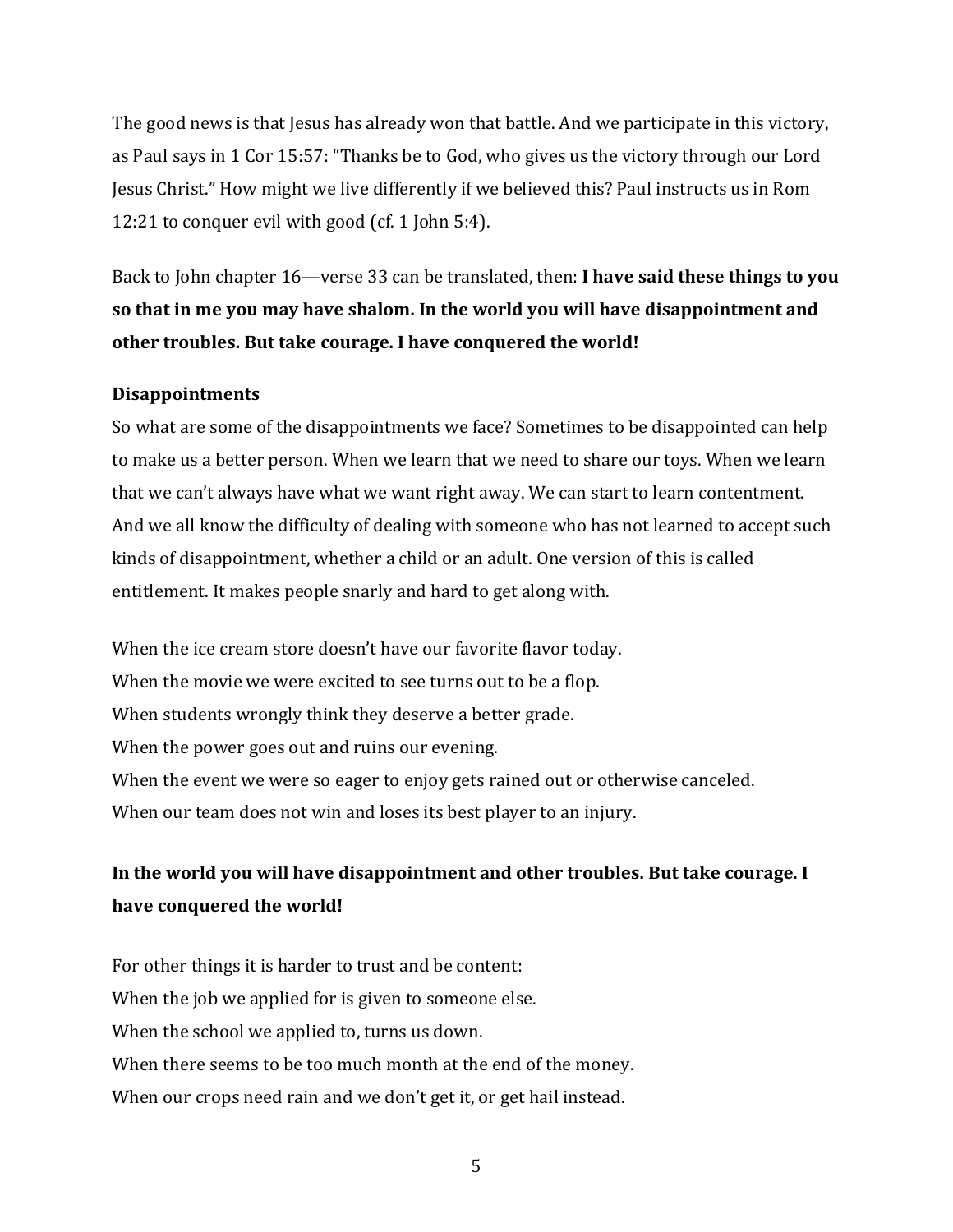The good news is that Jesus has already won that battle. And we participate in this victory, as Paul says in 1 Cor 15:57: "Thanks be to God, who gives us the victory through our Lord Jesus Christ." How might we live differently if we believed this? Paul instructs us in Rom 12:21 to conquer evil with good (cf. 1 John 5:4).

Back to John chapter 16—verse 33 can be translated, then: **I have said these things to you so that in me you may have shalom. In the world you will have disappointment and other troubles. But take courage. I have conquered the world!**

**Disappointments**

So what are some of the disappointments we face? Sometimes to be disappointed can help to make us a better person. When we learn that we need to share our toys. When we learn that we can't always have what we want right away. We can start to learn contentment. And we all know the difficulty of dealing with someone who has not learned to accept such kinds of disappointment, whether a child or an adult. One version of this is called entitlement. It makes people snarly and hard to get along with.

When the ice cream store doesn't have our favorite flavor today.
When the movie we were excited to see turns out to be a flop.
When students wrongly think they deserve a better grade.
When the power goes out and ruins our evening.
When the event we were so eager to enjoy gets rained out or otherwise canceled.
When our team does not win and loses its best player to an injury.

**In the world you will have disappointment and other troubles. But take courage. I have conquered the world!**

For other things it is harder to trust and be content:
When the job we applied for is given to someone else.
When the school we applied to, turns us down.
When there seems to be too much month at the end of the money.
When our crops need rain and we don't get it, or get hail instead.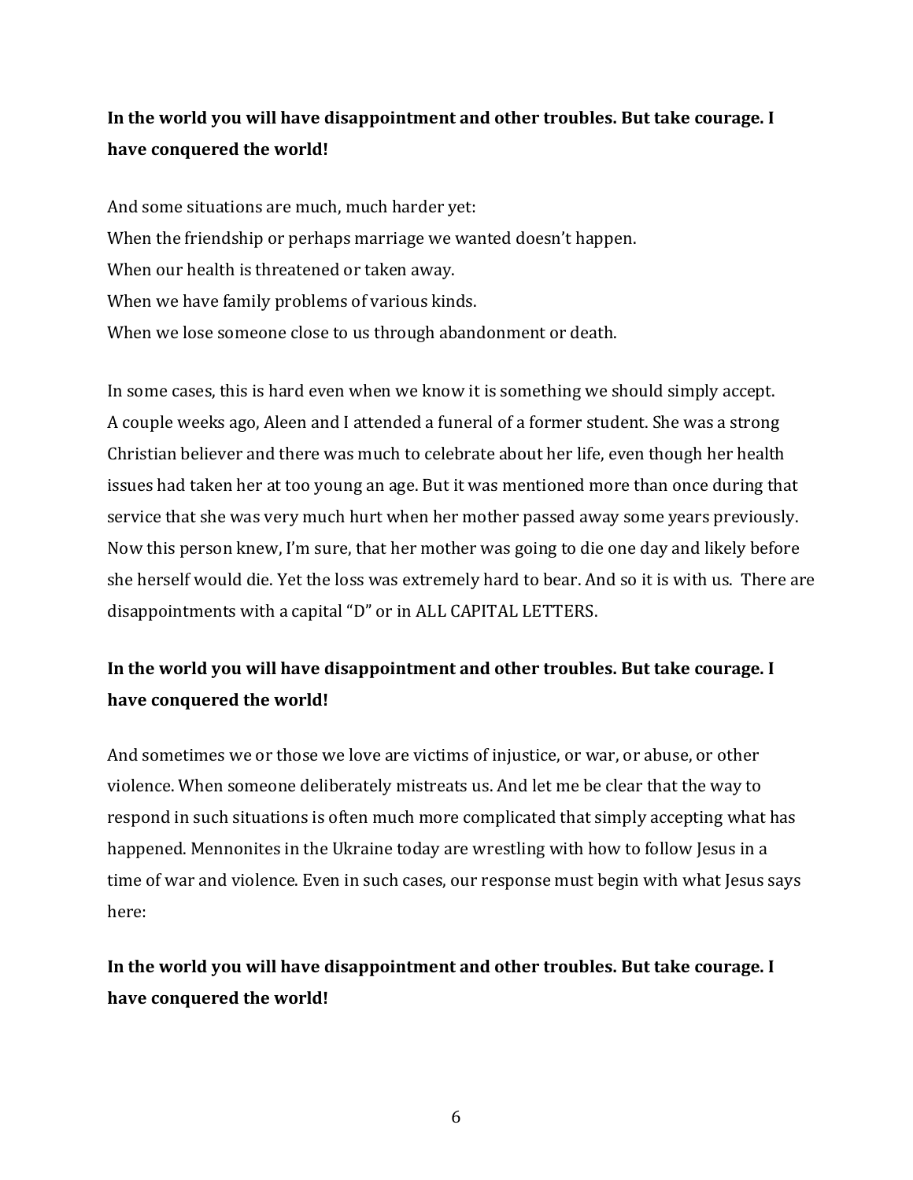**In the world you will have disappointment and other troubles. But take courage. I have conquered the world!**

And some situations are much, much harder yet:
When the friendship or perhaps marriage we wanted doesn't happen.
When our health is threatened or taken away.
When we have family problems of various kinds.
When we lose someone close to us through abandonment or death.

In some cases, this is hard even when we know it is something we should simply accept. A couple weeks ago, Aleen and I attended a funeral of a former student. She was a strong Christian believer and there was much to celebrate about her life, even though her health issues had taken her at too young an age. But it was mentioned more than once during that service that she was very much hurt when her mother passed away some years previously. Now this person knew, I'm sure, that her mother was going to die one day and likely before she herself would die. Yet the loss was extremely hard to bear. And so it is with us. There are disappointments with a capital "D" or in ALL CAPITAL LETTERS.

**In the world you will have disappointment and other troubles. But take courage. I have conquered the world!**

And sometimes we or those we love are victims of injustice, or war, or abuse, or other violence. When someone deliberately mistreats us. And let me be clear that the way to respond in such situations is often much more complicated that simply accepting what has happened. Mennonites in the Ukraine today are wrestling with how to follow Jesus in a time of war and violence. Even in such cases, our response must begin with what Jesus says here:

**In the world you will have disappointment and other troubles. But take courage. I have conquered the world!**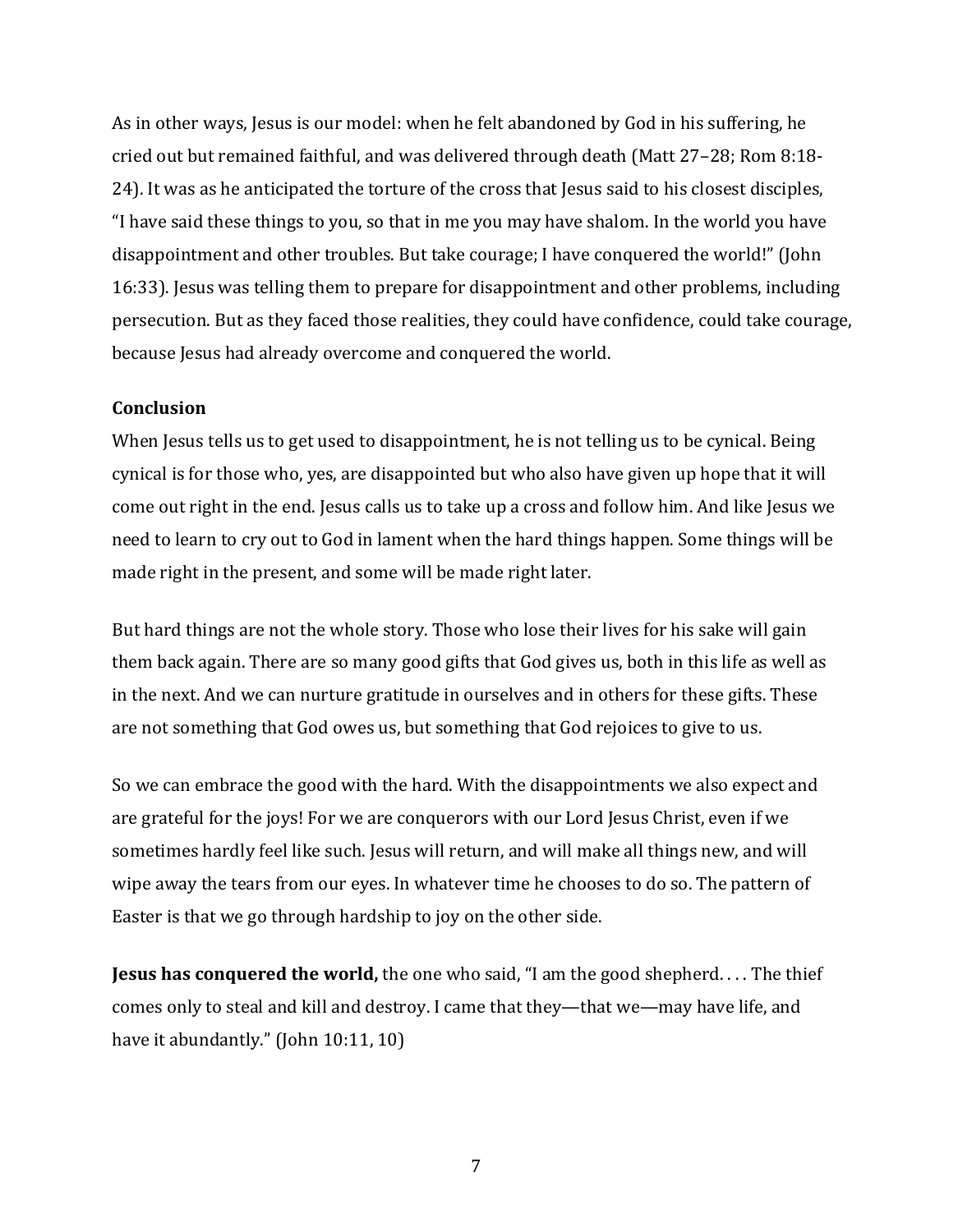As in other ways, Jesus is our model: when he felt abandoned by God in his suffering, he cried out but remained faithful, and was delivered through death (Matt 27–28; Rom 8:18-24). It was as he anticipated the torture of the cross that Jesus said to his closest disciples, "I have said these things to you, so that in me you may have shalom. In the world you have disappointment and other troubles. But take courage; I have conquered the world!" (John 16:33). Jesus was telling them to prepare for disappointment and other problems, including persecution. But as they faced those realities, they could have confidence, could take courage, because Jesus had already overcome and conquered the world.

**Conclusion**

When Jesus tells us to get used to disappointment, he is not telling us to be cynical. Being cynical is for those who, yes, are disappointed but who also have given up hope that it will come out right in the end. Jesus calls us to take up a cross and follow him. And like Jesus we need to learn to cry out to God in lament when the hard things happen. Some things will be made right in the present, and some will be made right later.

But hard things are not the whole story. Those who lose their lives for his sake will gain them back again. There are so many good gifts that God gives us, both in this life as well as in the next. And we can nurture gratitude in ourselves and in others for these gifts. These are not something that God owes us, but something that God rejoices to give to us.

So we can embrace the good with the hard. With the disappointments we also expect and are grateful for the joys! For we are conquerors with our Lord Jesus Christ, even if we sometimes hardly feel like such. Jesus will return, and will make all things new, and will wipe away the tears from our eyes. In whatever time he chooses to do so. The pattern of Easter is that we go through hardship to joy on the other side.

**Jesus has conquered the world,** the one who said, "I am the good shepherd. . . . The thief comes only to steal and kill and destroy. I came that they—that we—may have life, and have it abundantly." (John 10:11, 10)